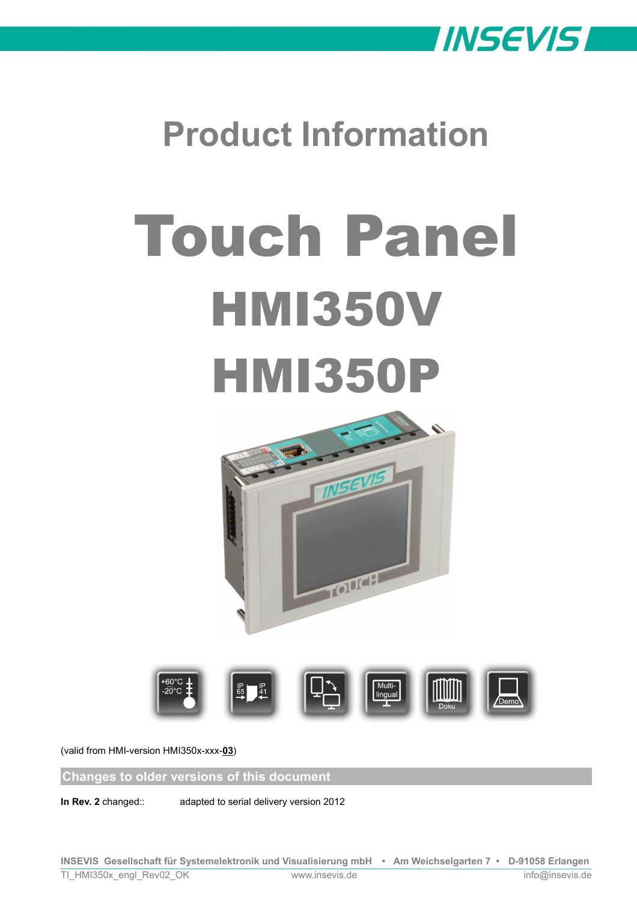# Product Information

# Touch Panel

# HMI350V

# HMI350P

(valid from HMI-version HMI350x-xxx-**03**)

## Changes to older versions of this document

**In Rev. 2** changed:: adapted to serial delivery version 2012

INSEVIS Gesellschaft für Systemelektronik und Visualisierung mbH • Am Weichselgarten 7 • D-91058 Erlangen
TI_HMI350x_engl_Rev02_OK www.insevis.de info@insevis.de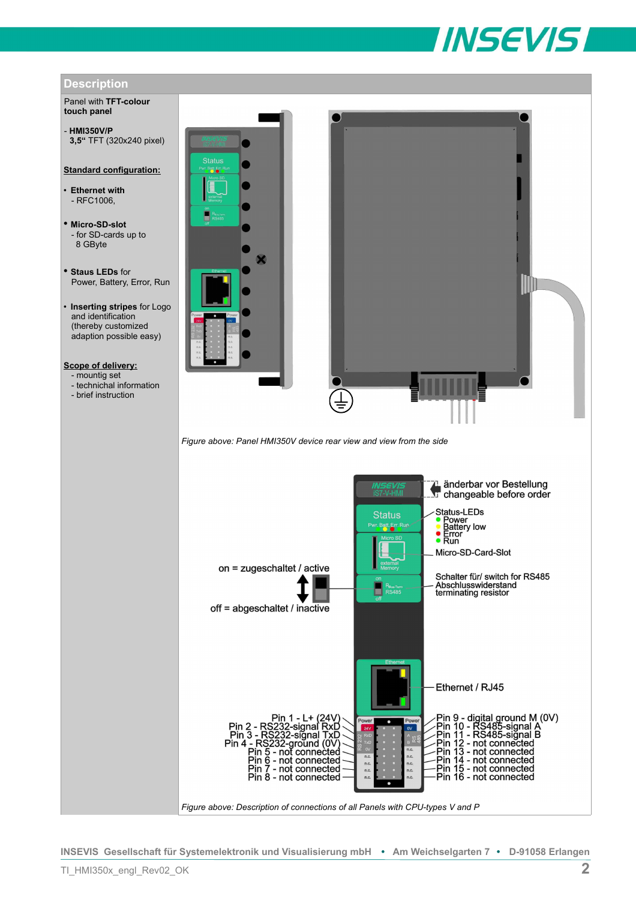## Description

Panel with **TFT-colour touch panel**

- **HMI350V/P**
  **3,5“** TFT (320x240 pixel)

**Standard configuration:**

- **Ethernet with**
  - RFC1006,
- **Micro-SD-slot**
  - for SD-cards up to 8 GByte
- **Staus LEDs** for Power, Battery, Error, Run
- **Inserting stripes** for Logo and identification (thereby customized adaption possible easy)

**Scope of delivery:**

- mountig set
- technichal information
- brief instruction

*Figure above: Panel HMI350V device rear view and view from the side*

änderbar vor Bestellung
changeable before order

Status-LEDs
- Power
- Battery low
- Error
- Run

Micro-SD-Card-Slot

on = zugeschaltet / active

off = abgeschaltet / inactive

Schalter für/ switch for RS485 Abschlusswiderstand terminating resistor

Ethernet / RJ45

| Left pins | Right pins |
|---|---|
| Pin 1 - L+ (24V) | Pin 9 - digital ground M (0V) |
| Pin 2 - RS232-signal RxD | Pin 10 - RS485-signal A |
| Pin 3 - RS232-signal TxD | Pin 11 - RS485-signal B |
| Pin 4 - RS232-ground (0V) | Pin 12 - not connected |
| Pin 5 - not connected | Pin 13 - not connected |
| Pin 6 - not connected | Pin 14 - not connected |
| Pin 7 - not connected | Pin 15 - not connected |
| Pin 8 - not connected | Pin 16 - not connected |

*Figure above: Description of connections of all Panels with CPU-types V and P*

INSEVIS Gesellschaft für Systemelektronik und Visualisierung mbH • Am Weichselgarten 7 • D-91058 Erlangen

TI_HMI350x_engl_Rev02_OK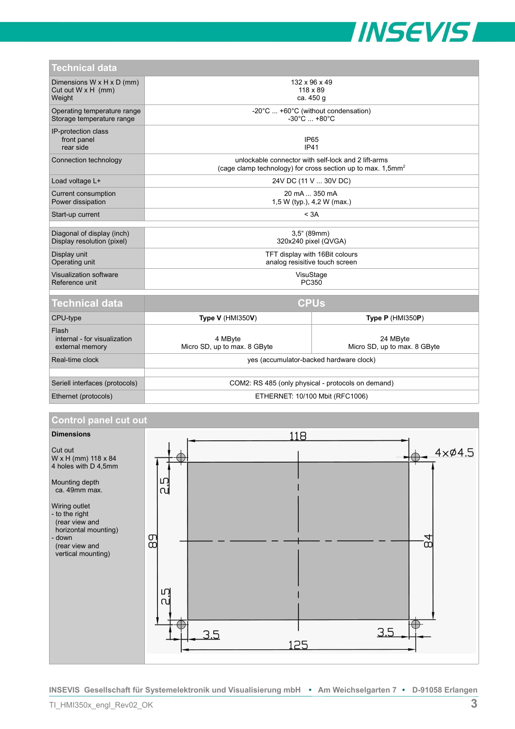## Technical data

| Technical data | |
|---|---|
| Dimensions W x H x D (mm)<br>Cut out W x H (mm)<br>Weight | 132 x 96 x 49<br>118 x 89<br>ca. 450 g |
| Operating temperature range<br>Storage temperature range | -20°C ... +60°C (without condensation)<br>-30°C ... +80°C |
| IP-protection class<br>front panel<br>rear side | <br>IP65<br>IP41 |
| Connection technology | unlockable connector with self-lock and 2 lift-arms<br>(cage clamp technology) for cross section up to max. 1,5mm² |
| Load voltage L+ | 24V DC (11 V ... 30V DC) |
| Current consumption<br>Power dissipation | 20 mA ... 350 mA<br>1,5 W (typ.), 4,2 W (max.) |
| Start-up current | < 3A |
| | |
| Diagonal of display (inch)<br>Display resolution (pixel) | 3,5" (89mm)<br>320x240 pixel (QVGA) |
| Display unit<br>Operating unit | TFT display with 16Bit colours<br>analog resisitive touch screen |
| Visualization software<br>Reference unit | VisuStage<br>PC350 |

| Technical data | CPUs | |
|---|---|---|
| CPU-type | **Type V** (HMI350**V**) | **Type P** (HMI350**P**) |
| Flash<br>internal - for visualization<br>external memory | <br>4 MByte<br>Micro SD, up to max. 8 GByte | <br>24 MByte<br>Micro SD, up to max. 8 GByte |
| Real-time clock | yes (accumulator-backed hardware clock) | |
| | | |
| Seriell interfaces (protocols) | COM2: RS 485 (only physical - protocols on demand) | |
| Ethernet (protocols) | ETHERNET: 10/100 Mbit (RFC1006) | |

## Control panel cut out

**Dimensions**

Cut out
W x H (mm) 118 x 84
4 holes with D 4,5mm

Mounting depth
ca. 49mm max.

Wiring outlet
- to the right
  (rear view and
  horizontal mounting)
- down
  (rear view and
  vertical mounting)

118, 4x⌀4.5, 2.5, 89, 84, 2.5, 3.5, 3.5, 125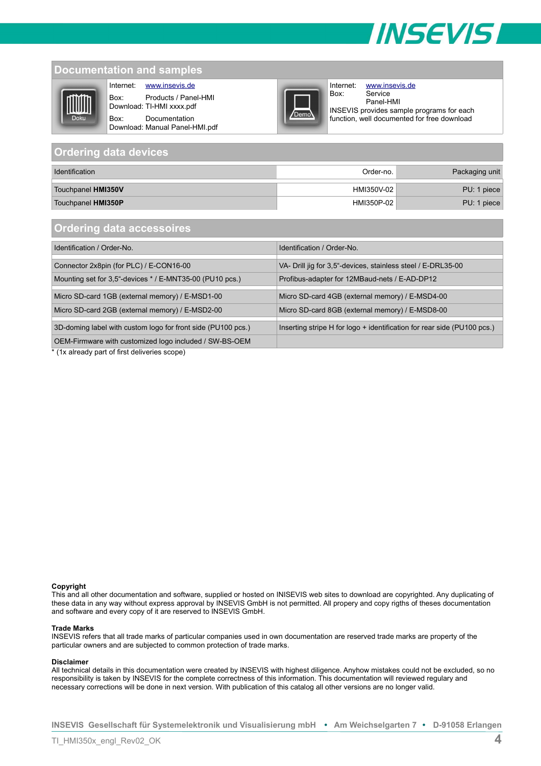## Documentation and samples

| | | | |
|---|---|---|---|
| Doku | Internet: www.insevis.de<br>Box: Products / Panel-HMI<br>Download: TI-HMI xxxx.pdf<br>Box: Documentation<br>Download: Manual Panel-HMI.pdf | Demo | Internet: www.insevis.de<br>Box: Service<br>Panel-HMI<br>INSEVIS provides sample programs for each function, well documented for free download |

## Ordering data devices

| Identification | Order-no. | Packaging unit |
|---|---|---|
| Touchpanel **HMI350V** | HMI350V-02 | PU: 1 piece |
| Touchpanel **HMI350P** | HMI350P-02 | PU: 1 piece |

## Ordering data accessoires

| Identification / Order-No. | Identification / Order-No. |
|---|---|
| Connector 2x8pin (for PLC) / E-CON16-00 | VA- Drill jig for 3,5“-devices, stainless steel / E-DRL35-00 |
| Mounting set for 3,5“-devices * / E-MNT35-00 (PU10 pcs.) | Profibus-adapter for 12MBaud-nets / E-AD-DP12 |
| Micro SD-card 1GB (external memory) / E-MSD1-00 | Micro SD-card 4GB (external memory) / E-MSD4-00 |
| Micro SD-card 2GB (external memory) / E-MSD2-00 | Micro SD-card 8GB (external memory) / E-MSD8-00 |
| 3D-doming label with custom logo for front side (PU100 pcs.) | Inserting stripe H for logo + identification for rear side (PU100 pcs.) |
| OEM-Firmware with customized logo included / SW-BS-OEM | |

* (1x already part of first deliveries scope)

**Copyright**
This and all other documentation and software, supplied or hosted on INISEVIS web sites to download are copyrighted. Any duplicating of these data in any way without express approval by INSEVIS GmbH is not permitted. All propery and copy rigths of theses documentation and software and every copy of it are reserved to INSEVIS GmbH.

**Trade Marks**
INSEVIS refers that all trade marks of particular companies used in own documentation are reserved trade marks are property of the particular owners and are subjected to common protection of trade marks.

**Disclaimer**
All technical details in this documentation were created by INSEVIS with highest diligence. Anyhow mistakes could not be excluded, so no responsibility is taken by INSEVIS for the complete correctness of this information. This documentation will reviewed regulary and necessary corrections will be done in next version. With publication of this catalog all other versions are no longer valid.

**INSEVIS Gesellschaft für Systemelektronik und Visualisierung mbH • Am Weichselgarten 7 • D-91058 Erlangen**

TI_HMI350x_engl_Rev02_OK